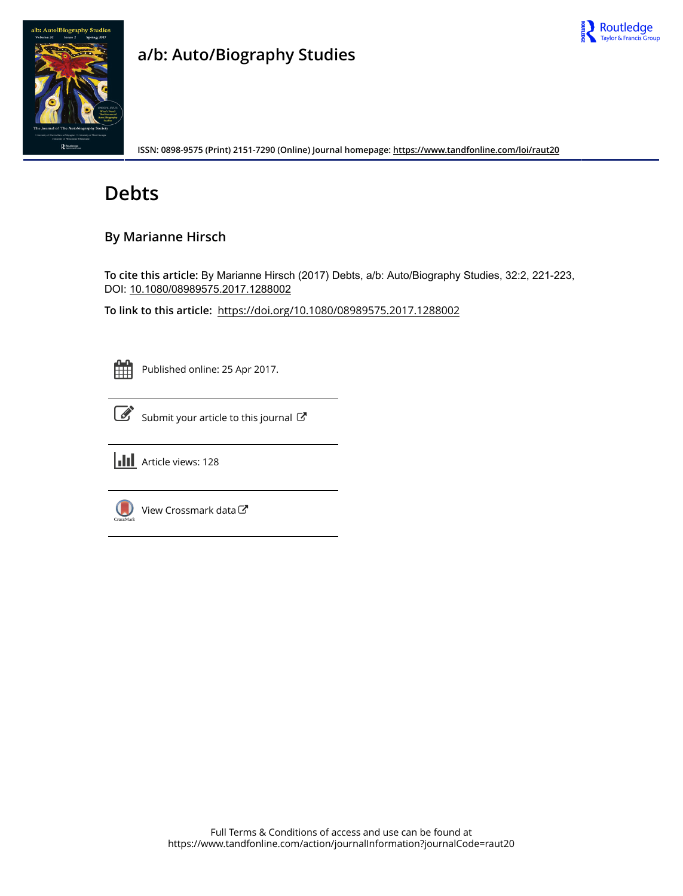# a/b: Auto/Biography Studies

ISSN: 0898-9575 (Print) 2151-7290 (Online) Journal homepage: https://www.tandfonline.com/loi/raut20

# Debts

## By Marianne Hirsch

**To cite this article:** By Marianne Hirsch (2017) Debts, a/b: Auto/Biography Studies, 32:2, 221-223, DOI: 10.1080/08989575.2017.1288002

**To link to this article:** https://doi.org/10.1080/08989575.2017.1288002

Published online: 25 Apr 2017.

Submit your article to this journal

Article views: 128

View Crossmark data

Full Terms & Conditions of access and use can be found at
https://www.tandfonline.com/action/journalInformation?journalCode=raut20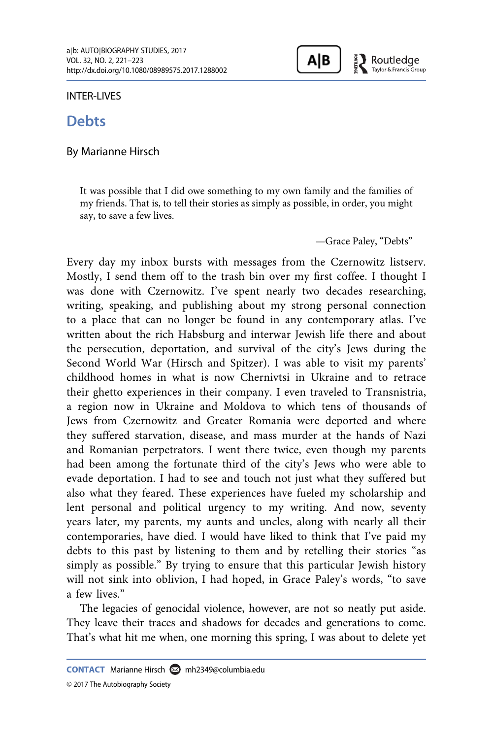INTER-LIVES

# Debts

By Marianne Hirsch

> It was possible that I did owe something to my own family and the families of my friends. That is, to tell their stories as simply as possible, in order, you might say, to save a few lives.
>
> —Grace Paley, "Debts"

Every day my inbox bursts with messages from the Czernowitz listserv. Mostly, I send them off to the trash bin over my first coffee. I thought I was done with Czernowitz. I've spent nearly two decades researching, writing, speaking, and publishing about my strong personal connection to a place that can no longer be found in any contemporary atlas. I've written about the rich Habsburg and interwar Jewish life there and about the persecution, deportation, and survival of the city's Jews during the Second World War (Hirsch and Spitzer). I was able to visit my parents' childhood homes in what is now Chernivtsi in Ukraine and to retrace their ghetto experiences in their company. I even traveled to Transnistria, a region now in Ukraine and Moldova to which tens of thousands of Jews from Czernowitz and Greater Romania were deported and where they suffered starvation, disease, and mass murder at the hands of Nazi and Romanian perpetrators. I went there twice, even though my parents had been among the fortunate third of the city's Jews who were able to evade deportation. I had to see and touch not just what they suffered but also what they feared. These experiences have fueled my scholarship and lent personal and political urgency to my writing. And now, seventy years later, my parents, my aunts and uncles, along with nearly all their contemporaries, have died. I would have liked to think that I've paid my debts to this past by listening to them and by retelling their stories "as simply as possible." By trying to ensure that this particular Jewish history will not sink into oblivion, I had hoped, in Grace Paley's words, "to save a few lives."

The legacies of genocidal violence, however, are not so neatly put aside. They leave their traces and shadows for decades and generations to come. That's what hit me when, one morning this spring, I was about to delete yet

**CONTACT** Marianne Hirsch mh2349@columbia.edu

© 2017 The Autobiography Society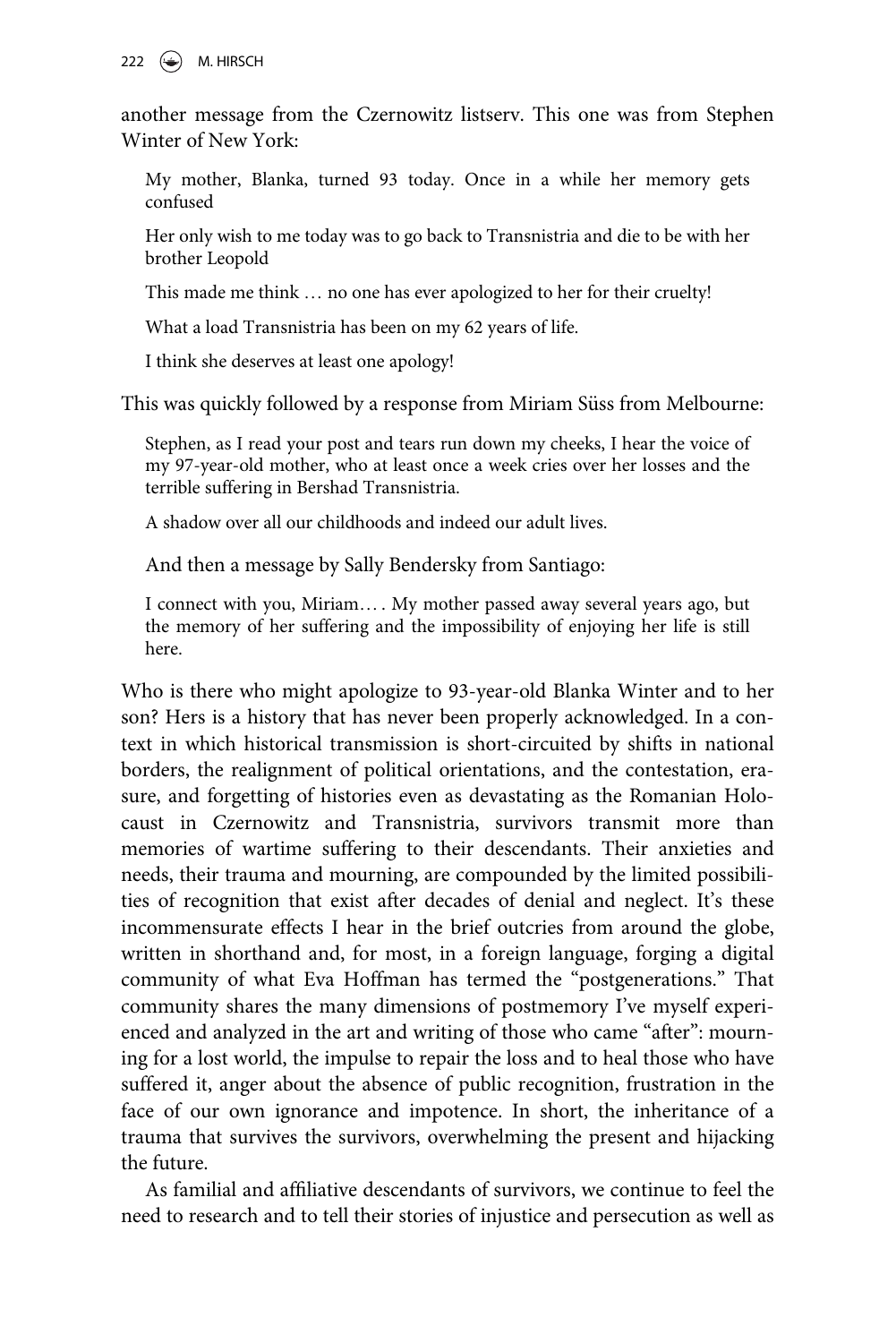another message from the Czernowitz listserv. This one was from Stephen Winter of New York:

> My mother, Blanka, turned 93 today. Once in a while her memory gets confused
>
> Her only wish to me today was to go back to Transnistria and die to be with her brother Leopold
>
> This made me think … no one has ever apologized to her for their cruelty!
>
> What a load Transnistria has been on my 62 years of life.
>
> I think she deserves at least one apology!

This was quickly followed by a response from Miriam Süss from Melbourne:

> Stephen, as I read your post and tears run down my cheeks, I hear the voice of my 97-year-old mother, who at least once a week cries over her losses and the terrible suffering in Bershad Transnistria.
>
> A shadow over all our childhoods and indeed our adult lives.

And then a message by Sally Bendersky from Santiago:

> I connect with you, Miriam… . My mother passed away several years ago, but the memory of her suffering and the impossibility of enjoying her life is still here.

Who is there who might apologize to 93-year-old Blanka Winter and to her son? Hers is a history that has never been properly acknowledged. In a context in which historical transmission is short-circuited by shifts in national borders, the realignment of political orientations, and the contestation, erasure, and forgetting of histories even as devastating as the Romanian Holocaust in Czernowitz and Transnistria, survivors transmit more than memories of wartime suffering to their descendants. Their anxieties and needs, their trauma and mourning, are compounded by the limited possibilities of recognition that exist after decades of denial and neglect. It's these incommensurate effects I hear in the brief outcries from around the globe, written in shorthand and, for most, in a foreign language, forging a digital community of what Eva Hoffman has termed the "postgenerations." That community shares the many dimensions of postmemory I've myself experienced and analyzed in the art and writing of those who came "after": mourning for a lost world, the impulse to repair the loss and to heal those who have suffered it, anger about the absence of public recognition, frustration in the face of our own ignorance and impotence. In short, the inheritance of a trauma that survives the survivors, overwhelming the present and hijacking the future.

As familial and affiliative descendants of survivors, we continue to feel the need to research and to tell their stories of injustice and persecution as well as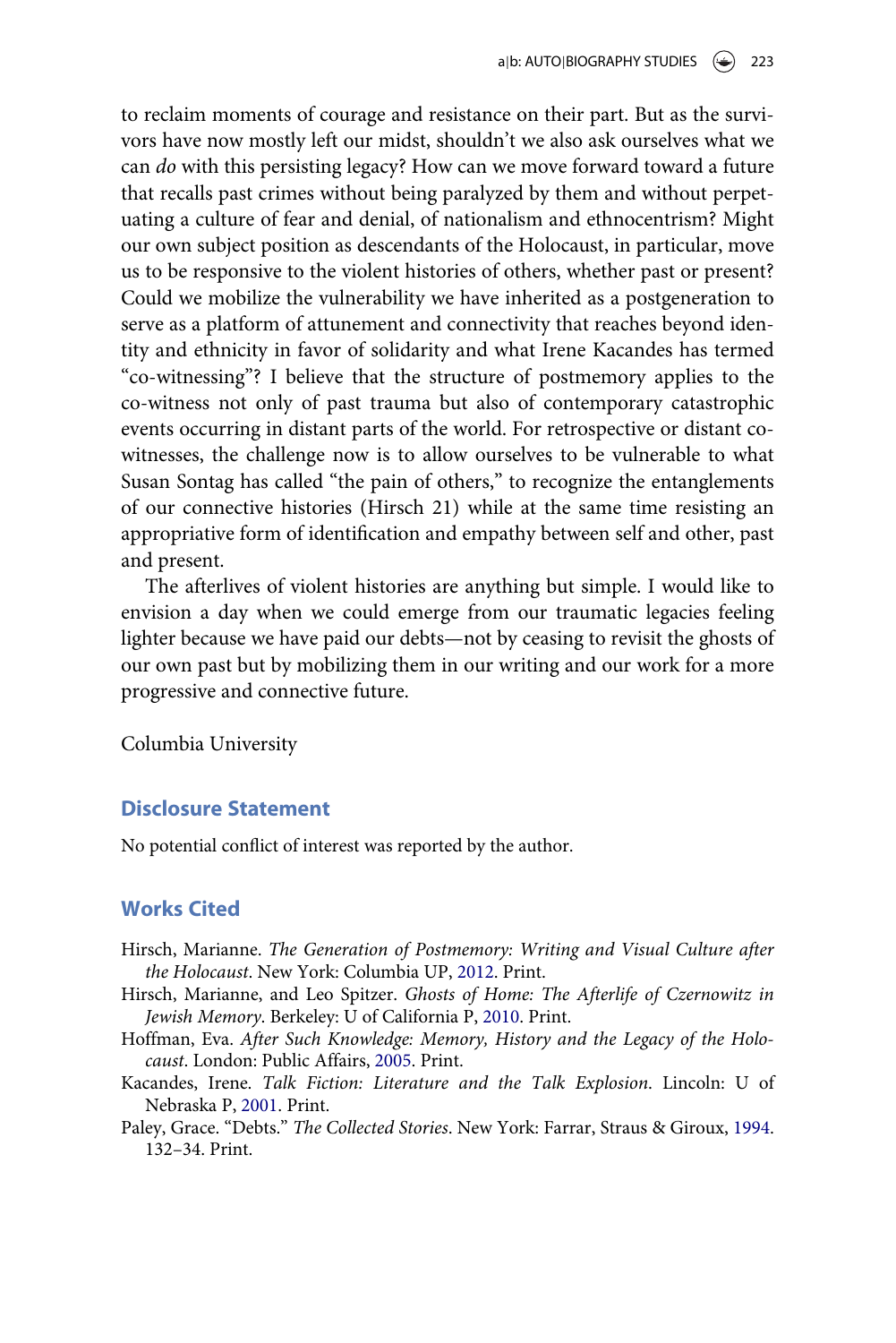to reclaim moments of courage and resistance on their part. But as the survivors have now mostly left our midst, shouldn't we also ask ourselves what we can *do* with this persisting legacy? How can we move forward toward a future that recalls past crimes without being paralyzed by them and without perpetuating a culture of fear and denial, of nationalism and ethnocentrism? Might our own subject position as descendants of the Holocaust, in particular, move us to be responsive to the violent histories of others, whether past or present? Could we mobilize the vulnerability we have inherited as a postgeneration to serve as a platform of attunement and connectivity that reaches beyond identity and ethnicity in favor of solidarity and what Irene Kacandes has termed "co-witnessing"? I believe that the structure of postmemory applies to the co-witness not only of past trauma but also of contemporary catastrophic events occurring in distant parts of the world. For retrospective or distant co-witnesses, the challenge now is to allow ourselves to be vulnerable to what Susan Sontag has called "the pain of others," to recognize the entanglements of our connective histories (Hirsch 21) while at the same time resisting an appropriative form of identification and empathy between self and other, past and present.

The afterlives of violent histories are anything but simple. I would like to envision a day when we could emerge from our traumatic legacies feeling lighter because we have paid our debts—not by ceasing to revisit the ghosts of our own past but by mobilizing them in our writing and our work for a more progressive and connective future.

Columbia University

## Disclosure Statement

No potential conflict of interest was reported by the author.

## Works Cited

Hirsch, Marianne. *The Generation of Postmemory: Writing and Visual Culture after the Holocaust*. New York: Columbia UP, 2012. Print.

Hirsch, Marianne, and Leo Spitzer. *Ghosts of Home: The Afterlife of Czernowitz in Jewish Memory*. Berkeley: U of California P, 2010. Print.

Hoffman, Eva. *After Such Knowledge: Memory, History and the Legacy of the Holocaust*. London: Public Affairs, 2005. Print.

Kacandes, Irene. *Talk Fiction: Literature and the Talk Explosion*. Lincoln: U of Nebraska P, 2001. Print.

Paley, Grace. "Debts." *The Collected Stories*. New York: Farrar, Straus & Giroux, 1994. 132–34. Print.